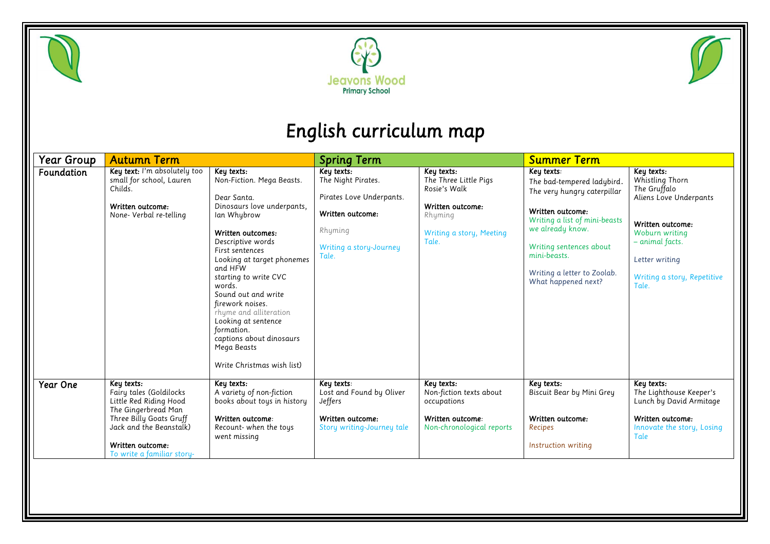Jeavons Wood Primary School

# English curriculum map

| Year Group | Autumn Term | | Spring Term | | Summer Term | |
|---|---|---|---|---|---|---|
| Foundation | *Key text:* I'm absolutely too small for school, Lauren Childs.<br><br>Written outcome:<br>None- Verbal re-telling | *Key texts:*<br>Non-Fiction. Mega Beasts.<br><br>Dear Santa.<br>Dinosaurs love underpants, Ian Whybrow<br><br>Written outcomes:<br>Descriptive words<br>First sentences<br>Looking at target phonemes and HFW<br>starting to write CVC words.<br>Sound out and write firework noises.<br>rhyme and alliteration<br>Looking at sentence formation.<br>captions about dinosaurs<br>Mega Beasts<br><br>Write Christmas wish list) | *Key texts:*<br>The Night Pirates.<br><br>Pirates Love Underpants.<br><br>Written outcome:<br><br>Rhyming<br><br>Writing a story-Journey Tale. | *Key texts:*<br>The Three Little Pigs<br>Rosie's Walk<br><br>Written outcome:<br>Rhyming<br><br>Writing a story, Meeting Tale. | *Key texts:*<br>The bad-tempered ladybird.<br>The very hungry caterpillar<br><br>Written outcome:<br>Writing a list of mini-beasts we already know.<br><br>Writing sentences about mini-beasts.<br><br>Writing a letter to Zoolab. What happened next? | *Key texts:*<br>Whistling Thorn<br>The Gruffalo<br>Aliens Love Underpants<br><br>Written outcome:<br>Woburn writing – animal facts.<br><br>Letter writing<br><br>Writing a story, Repetitive Tale. |
| Year One | *Key texts:*<br>Fairy tales (Goldilocks<br>Little Red Riding Hood<br>The Gingerbread Man<br>Three Billy Goats Gruff<br>Jack and the Beanstalk)<br><br>Written outcome:<br>To write a familiar story- | *Key texts:*<br>A variety of non-fiction books about toys in history<br><br>Written outcome:<br>Recount- when the toys went missing | *Key texts:*<br>Lost and Found by Oliver Jeffers<br><br>Written outcome:<br>Story writing-Journey tale | *Key texts:*<br>Non-fiction texts about occupations<br><br>Written outcome:<br>Non-chronological reports | *Key texts:*<br>Biscuit Bear by Mini Grey<br><br>Written outcome:<br>Recipes<br><br>Instruction writing | *Key texts:*<br>The Lighthouse Keeper's Lunch by David Armitage<br><br>Written outcome:<br>Innovate the story, Losing Tale |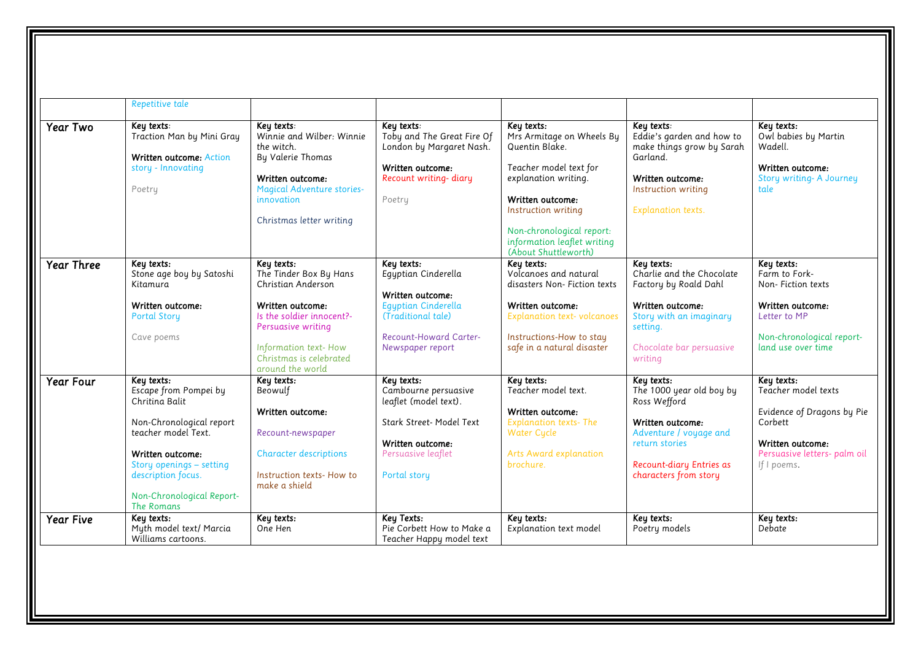| | | | | | | |
|---|---|---|---|---|---|---|
| | Repetitive tale | | | | | |
| **Year Two** | Key texts: Traction Man by Mini Gray<br><br>Written outcome: Action story - Innovating<br><br>Poetry | Key texts: Winnie and Wilber: Winnie the witch. By Valerie Thomas<br><br>Written outcome: Magical Adventure stories- innovation<br><br>Christmas letter writing | Key texts: Toby and The Great Fire Of London by Margaret Nash.<br><br>Written outcome: Recount writing- diary<br><br>Poetry | Key texts: Mrs Armitage on Wheels By Quentin Blake.<br><br>Teacher model text for explanation writing.<br><br>Written outcome: Instruction writing<br><br>Non-chronological report: information leaflet writing (About Shuttleworth) | Key texts: Eddie's garden and how to make things grow by Sarah Garland.<br><br>Written outcome: Instruction writing<br><br>Explanation texts. | Key texts: Owl babies by Martin Wadell.<br><br>Written outcome: Story writing- A Journey tale |
| **Year Three** | Key texts: Stone age boy by Satoshi Kitamura<br><br>Written outcome: Portal Story<br><br>Cave poems | Key texts: The Tinder Box By Hans Christian Anderson<br><br>Written outcome: Is the soldier innocent?- Persuasive writing<br><br>Information text- How Christmas is celebrated around the world | Key texts: Egyptian Cinderella<br><br>Written outcome: Egyptian Cinderella (Traditional tale)<br><br>Recount-Howard Carter- Newspaper report | Key texts: Volcanoes and natural disasters Non- Fiction texts<br><br>Written outcome: Explanation text- volcanoes<br><br>Instructions-How to stay safe in a natural disaster | Key texts: Charlie and the Chocolate Factory by Roald Dahl<br><br>Written outcome: Story with an imaginary setting.<br><br>Chocolate bar persuasive writing | Key texts: Farm to Fork- Non- Fiction texts<br><br>Written outcome: Letter to MP<br><br>Non-chronological report- land use over time |
| **Year Four** | Key texts: Escape from Pompei by Chritina Balit<br><br>Non-Chronological report teacher model Text.<br><br>Written outcome: Story openings – setting description focus.<br><br>Non-Chronological Report- The Romans | Key texts: Beowulf<br><br>Written outcome:<br><br>Recount-newspaper<br><br>Character descriptions<br><br>Instruction texts- How to make a shield | Key texts: Cambourne persuasive leaflet (model text).<br><br>Stark Street- Model Text<br><br>Written outcome: Persuasive leaflet<br><br>Portal story | Key texts: Teacher model text.<br><br>Written outcome: Explanation texts- The Water Cycle<br><br>Arts Award explanation brochure. | Key texts: The 1000 year old boy by Ross Wefford<br><br>Written outcome: Adventure / voyage and return stories<br><br>Recount-diary Entries as characters from story | Key texts: Teacher model texts<br><br>Evidence of Dragons by Pie Corbett<br><br>Written outcome: Persuasive letters- palm oil<br>If I poems. |
| **Year Five** | Key texts: Myth model text/ Marcia Williams cartoons. | Key texts: One Hen | Key Texts: Pie Corbett How to Make a Teacher Happy model text | Key texts: Explanation text model | Key texts: Poetry models | Key texts: Debate |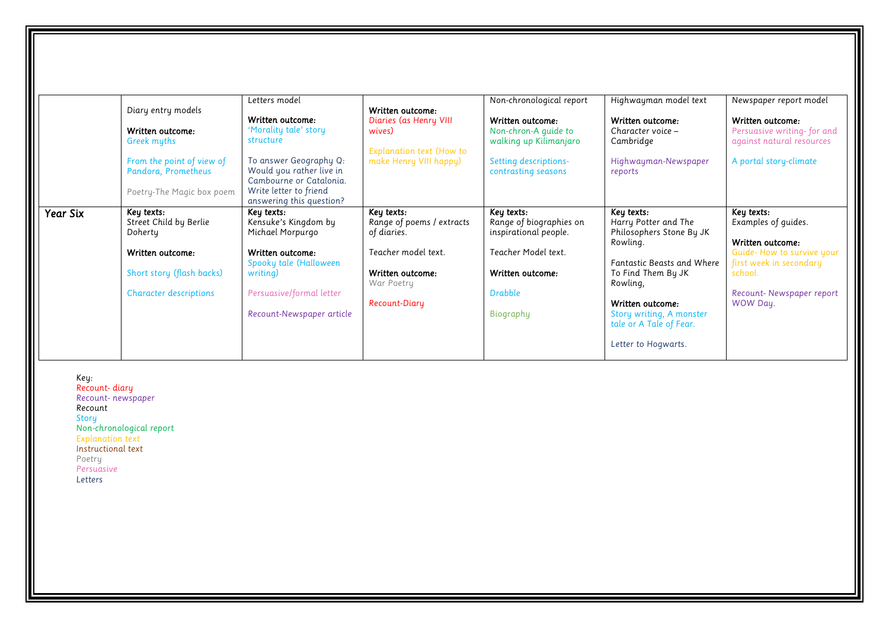| | | | | | | |
|---|---|---|---|---|---|---|
| | Diary entry models<br><br>Written outcome:<br>Greek myths<br><br>From the point of view of Pandora, Prometheus<br><br>Poetry-The Magic box poem | Letters model<br><br>Written outcome:<br>'Morality tale' story structure<br><br>To answer Geography Q: Would you rather live in Cambourne or Catalonia. Write letter to friend answering this question? | Written outcome:<br>Diaries (as Henry VIII wives)<br><br>Explanation text (How to make Henry VIII happy) | Non-chronological report<br><br>Written outcome:<br>Non-chron-A guide to walking up Kilimanjaro<br><br>Setting descriptions- contrasting seasons | Highwayman model text<br><br>Written outcome:<br>Character voice – Cambridge<br><br>Highwayman-Newspaper reports | Newspaper report model<br><br>Written outcome:<br>Persuasive writing- for and against natural resources<br><br>A portal story-climate |
| **Year Six** | *Key texts:*<br>Street Child by Berlie Doherty<br><br>Written outcome:<br><br>Short story (flash backs)<br><br>Character descriptions | *Key texts:*<br>Kensuke's Kingdom by Michael Morpurgo<br><br>Written outcome:<br>Spooky tale (Halloween writing)<br><br>Persuasive/formal letter<br><br>Recount-Newspaper article | *Key texts:*<br>Range of poems / extracts of diaries.<br><br>Teacher model text.<br><br>Written outcome:<br>War Poetry<br><br>Recount-Diary | *Key texts:*<br>Range of biographies on inspirational people.<br><br>Teacher Model text.<br><br>Written outcome:<br><br>Drabble<br><br>Biography | *Key texts:*<br>Harry Potter and The Philosophers Stone By JK Rowling.<br><br>Fantastic Beasts and Where To Find Them By JK Rowling,<br><br>Written outcome:<br>Story writing, A monster tale or A Tale of Fear.<br><br>Letter to Hogwarts. | *Key texts:*<br>Examples of guides.<br><br>Written outcome:<br>Guide- How to survive your first week in secondary school.<br><br>Recount- Newspaper report WOW Day. |

Key:
Recount- diary
Recount- newspaper
Recount
Story
Non-chronological report
Explanation text
Instructional text
Poetry
Persuasive
Letters